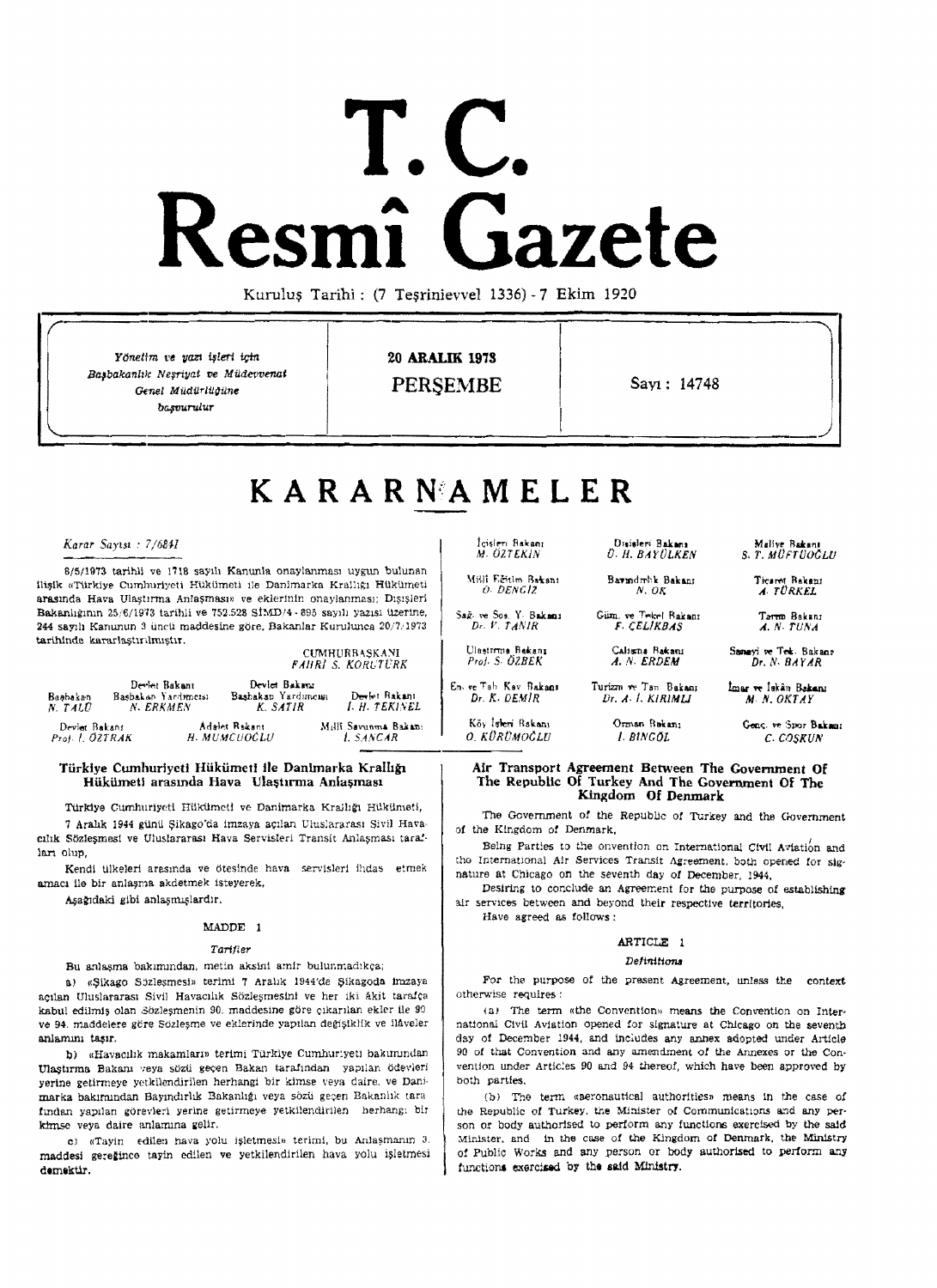# T.C.
# Resmî Gazete

Kuruluş Tarihi : (7 Teşrinievvel 1336) - 7 Ekim 1920

| Yönetim ve yazı işleri için Başbakanlık Neşriyat ve Müdevvenat Genel Müdürlüğüne başvurulur | 20 ARALIK 1973 PERŞEMBE | Sayı : 14748 |
|---|---|---|

## KARARNAMELER

*Karar Sayısı : 7/6841*

8/5/1973 tarihli ve 1718 sayılı Kanunla onaylanması uygun bulunan ilişik «Türkiye Cumhuriyeti Hükümeti ile Danimarka Krallığı Hükümeti arasında Hava Ulaştırma Anlaşması» ve eklerinin onaylanması; Dışişleri Bakanlığının 25/6/1973 tarihli ve 752.528 SİMD/4 - 895 sayılı yazısı üzerine, 244 sayılı Kanunun 3 üncü maddesine göre, Bakanlar Kurulunca 20/7/1973 tarihinde kararlaştırılmıştır.

CUMHURBAŞKANI
*FAHRİ S. KORUTÜRK*

| Başbakan | Devlet Bakanı Başbakan Yardımcısı | Devlet Bakanı Başbakan Yardımcısı | Devlet Bakanı |
|---|---|---|---|
| *N. TALU* | *N. ERKMEN* | *K. SATIR* | *İ. H. TEKİNEL* |

| Devlet Bakanı | Adalet Bakanı | Milli Savunma Bakanı |
|---|---|---|
| *Prof. İ. ÖZTRAK* | *H. MUMCUOĞLU* | *İ. SANCAR* |

| İçişleri Bakanı | Dışişleri Bakanı | Maliye Bakanı |
|---|---|---|
| *M. ÖZTEKİN* | *Ü. H. BAYÜLKEN* | *S. T. MÜFTÜOĞLU* |
| Milli Eğitim Bakanı | Bayındırlık Bakanı | Ticaret Bakanı |
| *O. DENGİZ* | *N. OK* | *A. TÜRKEL* |
| Sağ. ve Sos. Y. Bakanı | Güm. ve Tekel Bakanı | Tarım Bakanı |
| *Dr. V. TANIR* | *F. ÇELİKBAŞ* | *A. N. TUNA* |
| Ulaştırma Bakanı | Çalışma Bakanı | Sanayi ve Tek. Bakanı |
| *Prof. S. ÖZBEK* | *A. N. ERDEM* | *Dr. N. BAYAR* |
| En. ve Tab. Kay. Bakanı | Turizm ve Tan. Bakanı | İmar ve İskân Bakanı |
| *Dr. K. DEMİR* | *Dr. A. İ. KIRIMLI* | *M. N. OKTAY* |
| Köy İşleri Bakanı | Orman Bakanı | Genç. ve Spor Bakanı |
| *O. KÜRÜMOĞLU* | *İ. BİNGÖL* | *C. COŞKUN* |

### Türkiye Cumhuriyeti Hükümeti ile Danimarka Krallığı Hükümeti arasında Hava Ulaştırma Anlaşması

Türkiye Cumhuriyeti Hükümeti ve Danimarka Krallığı Hükümeti,

7 Aralık 1944 günü Şikago'da imzaya açılan Uluslararası Sivil Havacılık Sözleşmesi ve Uluslararası Hava Servisleri Transit Anlaşması tarafları olup,

Kendi ülkeleri arasında ve ötesinde hava servisleri ihdas etmek amacı ile bir anlaşma akdetmek isteyerek,

Aşağıdaki gibi anlaşmışlardır.

#### MADDE 1

*Tarifler*

Bu anlaşma bakımından, metin aksini amir bulunmadıkça;

a) «Şikago Sözleşmesi» terimi 7 Aralık 1944'de Şikagoda imzaya açılan Uluslararası Sivil Havacılık Sözleşmesini ve her iki âkit tarafça kabul edilmiş olan sözü geçen Sözleşmenin 90. maddesine göre çıkarılan ekler ile 90 ve 94. maddelere göre Sözleşme ve eklerinde yapılan değişiklik ve ilâveler anlamını taşır.

b) «Havacılık makamları» terimi Türkiye Cumhuriyeti bakımından Ulaştırma Bakanı veya sözü geçen Bakan tarafından yapılan ödevleri yerine getirmeye yetkilendirilen herhangi bir kimse veya daire, ve Danimarka bakımından Bayındırlık Bakanlığı veya sözü geçen Bakanlık tarafından yapılan görevleri yerine getirmeye yetkilendirilen herhangi bir kimse veya daire anlamına gelir.

c) «Tayin edilen hava yolu işletmesi» terimi, bu Anlaşmanın 3. maddesi gereğince tayin edilen ve yetkilendirilen hava yolu işletmesi demektir.

### Air Transport Agreement Between The Government Of The Republic Of Turkey And The Government Of The Kingdom Of Denmark

The Government of the Republic of Turkey and the Government of the Kingdom of Denmark,

Being Parties to the Convention on International Civil Aviation and the International Air Services Transit Agreement, both opened for signature at Chicago on the seventh day of December, 1944,

Desiring to conclude an Agreement for the purpose of establishing air services between and beyond their respective territories,

Have agreed as follows :

#### ARTICLE 1

*Definitions*

For the purpose of the present Agreement, unless the context otherwise requires :

(a) The term «the Convention» means the Convention on International Civil Aviation opened for signature at Chicago on the seventh day of December 1944, and includes any annex adopted under Article 90 of that Convention and any amendment of the Annexes or the Convention under Articles 90 and 94 thereof, which have been approved by both parties.

(b) The term «aeronautical authorities» means in the case of the Republic of Turkey, the Minister of Communications and any person or body authorised to perform any functions exercised by the said Minister, and in the case of the Kingdom of Denmark, the Ministry of Public Works and any person or body authorised to perform any functions exercised by the said Ministry.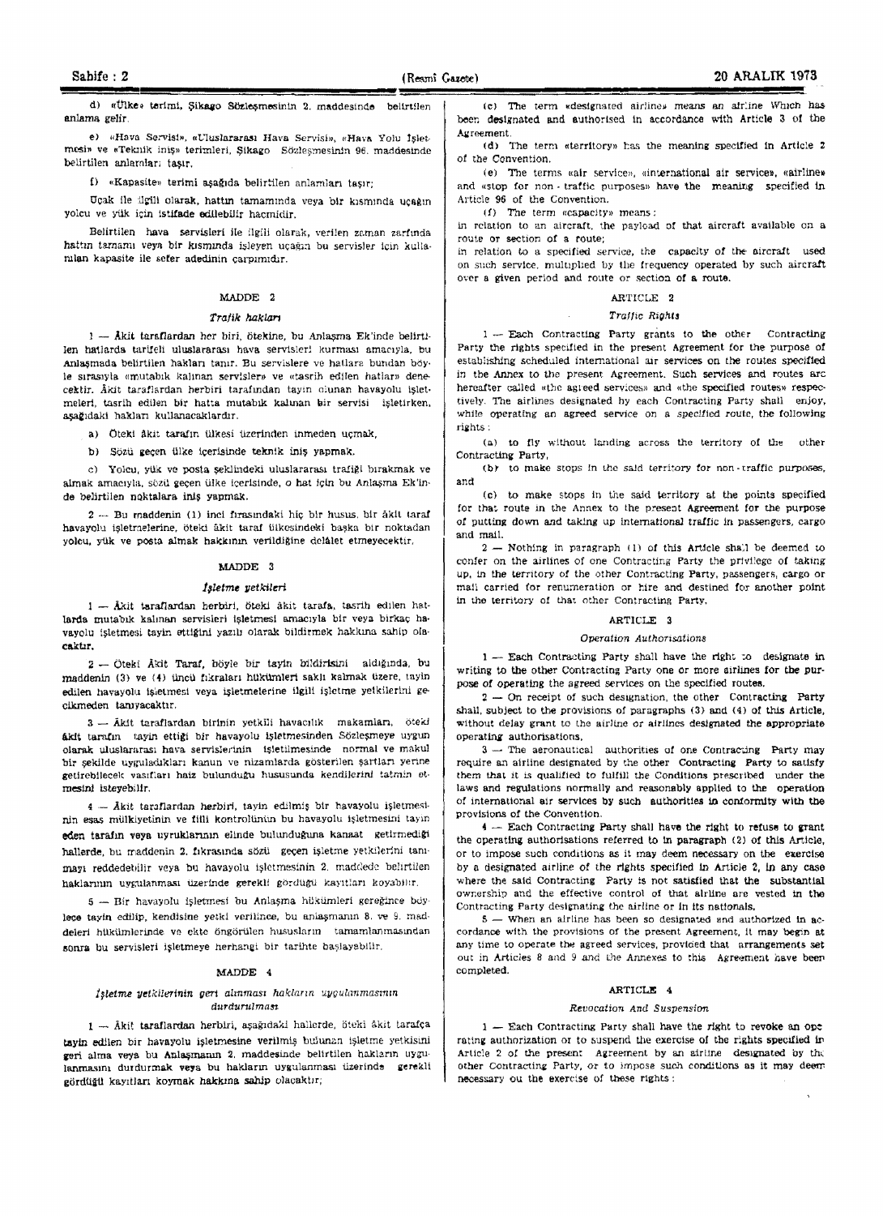d) «Ülke» terimi, Şikago Sözleşmesinin 2. maddesinde belirtilen anlama gelir.

e) «Hava Servisi», «Uluslararası Hava Servisi», «Hava Yolu İşletmesi» ve «Teknik iniş» terimleri, Şikago Sözleşmesinin 96. maddesinde belirtilen anlamları taşır.

f) «Kapasite» terimi aşağıda belirtilen anlamları taşır;

Uçak ile ilgili olarak, hattın tamamında veya bir kısmında uçağın yolcu ve yük için istifade edilebilir hacmidir.

Belirtilen hava servisleri ile ilgili olarak, verilen zaman zarfında hattın tamamı veya bir kısmında işleyen uçağın bu servisler için kullanılan kapasite ile sefer adedinin çarpımıdır.

## MADDE 2

### *Trafik hakları*

1 — Âkit taraflardan her biri, ötekine, bu Anlaşma Ek'inde belirtilen hatlarda tarifeli uluslararası hava servisleri kurması amacıyla, bu Anlaşmada belirtilen hakları tanır. Bu servislere ve hatlara bundan böyle sırasıyla «mutabık kalınan servisler» ve «tasrih edilen hatlar» denecektir. Âkit taraflardan herbiri tarafından tayin olunan havayolu işletmeleri, tasrih edilen bir hatta mutabık kalınan bir servisi işletirken, aşağıdaki hakları kullanacaklardır.

a) Öteki âkit tarafın ülkesi üzerinden inmeden uçmak,

b) Sözü geçen ülke içerisinde teknik iniş yapmak.

c) Yolcu, yük ve posta şeklindeki uluslararası trafiği bırakmak ve almak amacıyla, sözü geçen ülke içerisinde, o hat için bu Anlaşma Ek'inde belirtilen noktalara iniş yapmak.

2 — Bu maddenin (1) inci fırasındaki hiç bir husus, bir âkit taraf havayolu işletmelerine, öteki âkit taraf ülkesindeki başka bir noktadan yolcu, yük ve posta almak hakkının verildiğine delâlet etmeyecektir.

## MADDE 3

### *İşletme yetkileri*

1 — Âkit taraflardan herbiri, öteki âkit tarafa, tasrih edilen hatlarda mutabık kalınan servisleri işletmesi amacıyla bir veya birkaç havayolu işletmesi tayin ettiğini yazılı olarak bildirmek hakkına sahip olacaktır.

2 — Öteki Âkit Taraf, böyle bir tayin bildirisini aldığında, bu maddenin (3) ve (4) üncü fıkraları hükümleri saklı kalmak üzere, tayin edilen havayolu işletmesi veya işletmelerine ilgili işletme yetkilerini gecikmeden tanıyacaktır.

3 — Âkit taraflardan birinin yetkili havacılık makamları, öteki âkit tarafın tayin ettiği bir havayolu işletmesinden Sözleşmeye uygun olarak uluslararası hava servislerinin işletilmesinde normal ve makul bir şekilde uyguladıkları kanun ve nizamlarda gösterilen şartları yerine getirebilecek vasıfları haiz bulunduğu hususunda kendilerini tatmin etmesini isteyebilir.

4 — Âkit taraflardan herbiri, tayin edilmiş bir havayolu işletmesinin esas mülkiyetinin ve fiili kontrolünün bu havayolu işletmesini tayin eden tarafın veya uyruklarının elinde bulunduğuna kanaat getirmediği hallerde, bu maddenin 2. fıkrasında sözü geçen işletme yetkilerini tanımayı reddedebilir veya bu havayolu işletmesinin 2. maddede belirtilen haklarının uygulanması üzerinde gerekli gördüğü kayıtları koyabilir.

5 — Bir havayolu işletmesi bu Anlaşma hükümleri gereğince böylece tayin edilip, kendisine yetki verilince, bu anlaşmanın 8. ve 9. maddeleri hükümlerinde ve ekte öngörülen hususların tamamlanmasından sonra bu servisleri işletmeye herhangi bir tarihte başlayabilir.

## MADDE 4

### *İşletme yetkilerinin geri alınması hakların uygulanmasının durdurulması*

1 — Âkit taraflardan herbiri, aşağıdaki hallerde, öteki âkit tarafça tayin edilen bir havayolu işletmesine verilmiş bulunan işletme yetkisini geri alma veya bu Anlaşmanın 2. maddesinde belirtilen hakların uygulanmasını durdurmak veya bu hakların uygulanması üzerinde gerekli gördüğü kayıtları koymak hakkına sahip olacaktır;

(c) The term «designated airline» means an airline which has been designated and authorised in accordance with Article 3 of the Agreement.

(d) The term «territory» has the meaning specified in Article 2 of the Convention.

(e) The terms «air service», «international air service», «airline» and «stop for non-traffic purposes» have the meaning specified in Article 96 of the Convention.

(f) The term «capacity» means:

in relation to an aircraft, the payload of that aircraft available on a route or section of a route;

in relation to a specified service, the capacity of the aircraft used on such service, multiplied by the frequency operated by such aircraft over a given period and route or section of a route.

## ARTICLE 2

### *Traffic Rights*

1 — Each Contracting Party grants to the other Contracting Party the rights specified in the present Agreement for the purpose of establishing scheduled international air services on the routes specified in the Annex to the present Agreement. Such services and routes are hereafter called «the agreed services» and «the specified routes» respectively. The airlines designated by each Contracting Party shall enjoy, while operating an agreed service on a specified route, the following rights:

(a) to fly without landing across the territory of the other Contracting Party,

(b) to make stops in the said territory for non-traffic purposes, and

(c) to make stops in the said territory at the points specified for that route in the Annex to the present Agreement for the purpose of putting down and taking up international traffic in passengers, cargo and mail.

2 — Nothing in paragraph (1) of this Article shall be deemed to confer on the airlines of one Contracting Party the privilege of taking up, in the territory of the other Contracting Party, passengers, cargo or mail carried for renumeration or hire and destined for another point in the territory of that other Contracting Party.

## ARTICLE 3

### *Operation Authorisations*

1 — Each Contracting Party shall have the right to designate in writing to the other Contracting Party one or more airlines for the purpose of operating the agreed services on the specified routes.

2 — On receipt of such designation, the other Contracting Party shall, subject to the provisions of paragraphs (3) and (4) of this Article, without delay grant to the airline or airlines designated the appropriate operating authorisations.

3 — The aeronautical authorities of one Contracting Party may require an airline designated by the other Contracting Party to satisfy them that it is qualified to fulfill the Conditions prescribed under the laws and regulations normally and reasonably applied to the operation of international air services by such authorities in conformity with the provisions of the Convention.

4 — Each Contracting Party shall have the right to refuse to grant the operating authorisations referred to in paragraph (2) of this Article, or to impose such conditions as it may deem necessary on the exercise by a designated airline of the rights specified in Article 2, in any case where the said Contracting Party is not satisfied that the substantial ownership and the effective control of that airline are vested in the Contracting Party designating the airline or in its nationals.

5 — When an airline has been so designated and authorized in accordance with the provisions of the present Agreement, it may begin at any time to operate the agreed services, provided that arrangements set out in Articles 8 and 9 and the Annexes to this Agreement have been completed.

## ARTICLE 4

### *Revocation And Suspension*

1 — Each Contracting Party shall have the right to revoke an operating authorization or to suspend the exercise of the rights specified in Article 2 of the present Agreement by an airline designated by the other Contracting Party, or to impose such conditions as it may deem necessary on the exercise of these rights: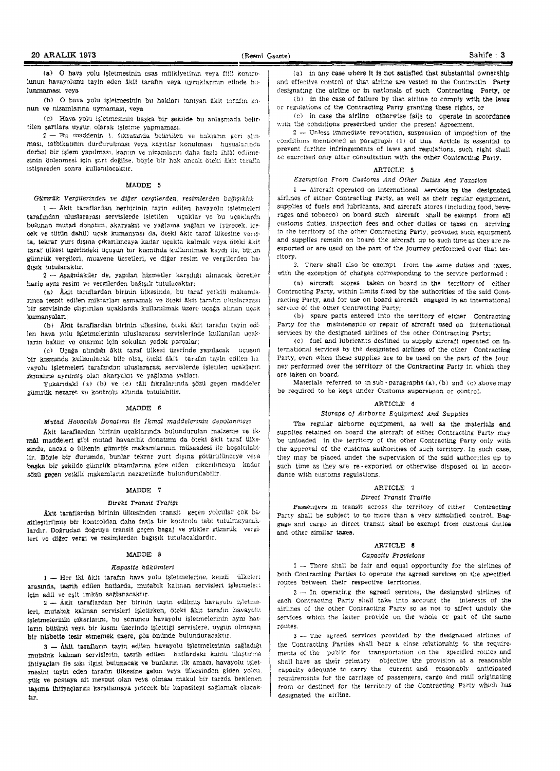(a) O hava yolu işletmesinin esas mülkiyetinin veya fiilî kontrolunun havayolunu tayin eden âkit tarafın veya uyruklarının elinde bulunmaması veya

(b) O hava yolu işletmesinin bu hakları tanıyan âkit tarafın kanun ve nizamlarına uymaması, veya

(c) Hava yolu işletmesinin başka bir şekilde bu anlaşmada belirtilen şartlara uygun olarak işletme yapmaması.

2 — Bu maddenin 1. fıkrasında belirtilen ve hakların geri alınması, tatbikatının durdurulması veya kayıtlar konulması hususlarında derhal bir işlem yapılması, kanun ve nizamların daha fazla ihlâl edilmesinin önlenmesi için şart değilse, böyle bir hak ancak öteki âkit tarafla istişareden sonra kullanılacaktır.

## MADDE 5

*Gümrük Vergilerinden ve diğer vergilerden, resimlerden bağışıklık*

1 — Âkit taraflardan herbirinin tayin edilen havayolu işletmeleri tarafından uluslararası servislerde işletilen uçaklar ve bu uçaklarda bulunan mutad donatım, akaryakıt ve yağlama yağları ve (yiyecek, içecek ve tütün dahil) uçak kumanyası da, öteki âkit taraf ülkesine varışta, tekrar yurt dışına çıkarılıncaya kadar uçakta kalmak veya öteki âkit taraf ülkesi üzerindeki uçuşun bir kısmında kullanılmak kaydı ile, bütün gümrük vergileri, muayene ücretleri, ve diğer resim ve vergilerden bağışık tutulacaktır.

2 — Aşağıdakiler de, yapılan hizmetler karşılığı alınacak ücretler hariç aynı resim ve vergilerden bağışık tutulacaktır;

(a) Âkit taraflardan birinin ülkesinde, bu taraf yetkili makamlarınca tespit edilen miktarları aşmamak ve öteki âkit tarafın uluslararası bir servisinde çalıştırılan uçaklarda kullanılmak üzere uçağa alınan uçak kumanyaları;

(b) Âkit taraflardan birinin ülkesine, öteki âkit tarafın tayin edilen hava yolu işletmelerinin uluslararası servislerinde kullanılan uçakların bakım ve onarımı için sokulan yedek parçalar;

(c) Uçağa alındığı âkit taraf ülkesi üzerinde yapılacak uçuşun bir kısmında kullanılacak bile olsa, öteki âkit tarafın tayin edilen havayolu işletmeleri tarafından uluslararası servislerde işletilen uçakların ikmaline ayrılmış olan akaryakıt ve yağlama yağları.

Yukarıdaki (a) (b) ve (c) tâli fıkralarında sözü geçen maddeler gümrük nezaret ve kontrolu altında tutulabilir.

## MADDE 6

*Mutad Havacılık Donatımı ile İkmal maddelerinin depolanması*

Âkit taraflardan birinin uçaklarında bulundurulan malzeme ve ikmâl maddeleri gibi mutad havacılık donatımı da öteki âkit taraf ülkesinde, ancak o ülkenin gümrük makamlarının müsaadesi ile boşaltılabilir. Böyle bir durumda, bunlar tekrar yurt dışına götürülünceye veya başka bir şekilde gümrük nizamlarına göre elden çıkarılıncaya kadar sözü geçen yetkili makamların nezaretinde bulundurulabilir.

## MADDE 7

*Direkt Transit Trafiği*

Âkit taraflardan birinin ülkesinden transit geçen yolcular çok basitleştirilmiş bir kontroldan daha fazla bir kontrola tabi tutulmayacaklardır. Doğrudan doğruya transit geçen bagaj ve yükler gümrük vergileri ve diğer vergi ve resimlerden bağışık tutulacaklardır.

## MADDE 8

*Kapasite hükümleri*

1 — Her iki âkit tarafın hava yolu işletmelerine, kendi ülkeleri arasında, tasrih edilen hatlarda, mutabık kalınan servisleri işletmeleri için adil ve eşit imkân sağlanacaktır.

2 — Âkit taraflardan her birinin tayin edilmiş havayolu işletmeleri, mutabık kalınan servisleri işletirken, öteki âkit tarafın havayolu işletmelerinin çıkarlarını, bu sonuncu havayolu işletmelerinin aynı hatların bütünü veya bir kısmı üzerinde işlettiği servislere, uygun olmayan bir nisbette tesir etmemek üzere, göz önünde bulunduracaktır.

3 — Âkit tarafların tayin edilen havayolu işletmelerinin sağladığı mutabık kalınan servislerin, tasrih edilen hatlardaki kamu ulaştırma ihtiyaçları ile sıkı ilgisi bulunacak ve bunların ilk amacı, havayolu işletmesini tayin eden tarafın ülkesine gelen veya ülkesinden giden yolcu, yük ve postaya ait mevcut olan veya olması makul bir tarzda beklenen taşıma ihtiyaçlarını karşılamaya yetecek bir kapasiteyi sağlamak olacaktır.

(a) in any case where it is not satisfied that substantial ownership and effective control of that airline are vested in the Contractin Party designating the airline or in nationals of such Contracting Party, or

(b) in the case of failure by that airline to comply with the laws or regulations of the Contracting Party granting these rights, or

(c) in case the airline otherwise fails to operate in accordance with the conditions prescribed under the present Agreement.

2 — Unless immediate revocation, suspension of imposition of the conditions mentioned in paragraph (1) of this Article is essential to prevent further infringements of laws and regulations, such right shall be exercised only after consultation with the other Contracting Party.

## ARTICLE 5

*Exemption From Customs And Other Duties And Taxation*

1 — Aircraft operated on international services by the designated airlines of either Contracting Party, as well as their regular equipment, supplies of fuels and lubricants, and aircraft stores (including food, beverages and tobacco) on board such aircraft shall be exempt from all customs duties, inspection fees and other duties or taxes on arriving in the territory of the other Contracting Party, provided such equipment and supplies remain on board the aircraft up to such time as they are re-exported or are used on the part of the journey performed over that territory.

2. There shall also be exempt from the same duties and taxes, with the exception of charges corresponding to the service performed :

(a) aircraft stores taken on board in the territory of either Contracting Party, within limits fixed by the authorities of the said Contracting Party, and for use on board aircraft engaged in an international service of the other Contracting Party;

(b) spare parts entered into the territory of either Contracting Party for the maintenance or repair of aircraft used on international services by the designated airlines of the other Contracting Party;

(c) fuel and lubricants destined to supply aircraft operated on international services by the designated airlines of the other Contracting Party, even when these supplies are to be used on the part of the journey performed over the territory of the Contracting Party in which they are taken on board.

Materials referred to in sub-paragraphs (a), (b) and (c) above may be required to be kept under Customs supervision or control.

## ARTICLE 6

*Storage of Airborne Equipment And Supplies*

The regular airborne equipment, as well as the materials and supplies retained on board the aircraft of either Contracting Party may be unloaded in the territory of the other Contracting Party only with the approval of the customs authorities of such territory. In such case, they may be placed under the supervision of the said authorities up to such time as they are re-exported or otherwise disposed of in accordance with customs regulations.

## ARTICLE 7

*Direct Transit Traffic*

Passengers in transit across the territory of either Contracting Party shall be subject to no more than a very simplified control. Baggage and cargo in direct transit shall be exempt from customs duties and other similar taxes.

## ARTICLE 8

*Capacity Provisions*

1 — There shall be fair and equal opportunity for the airlines of both Contracting Parties to operate the agreed services on the specified routes between their respective territories.

2 — In operating the agreed services, the designated airlines of each Contracting Party shall take into account the interests of the airlines of the other Contracting Party so as not to affect unduly the services which the latter provide on the whole or part of the same routes.

3 — The agreed services provided by the designated airlines of the Contracting Parties shall bear a close relationship to the requirements of the public for transportation on the specified routes and shall have as their primary objective the provision at a reasonable capacity adequate to carry the current and reasonably anticipated requirements for the carriage of passengers, cargo and mail originating from or destined for the territory of the Contracting Party which has designated the airline.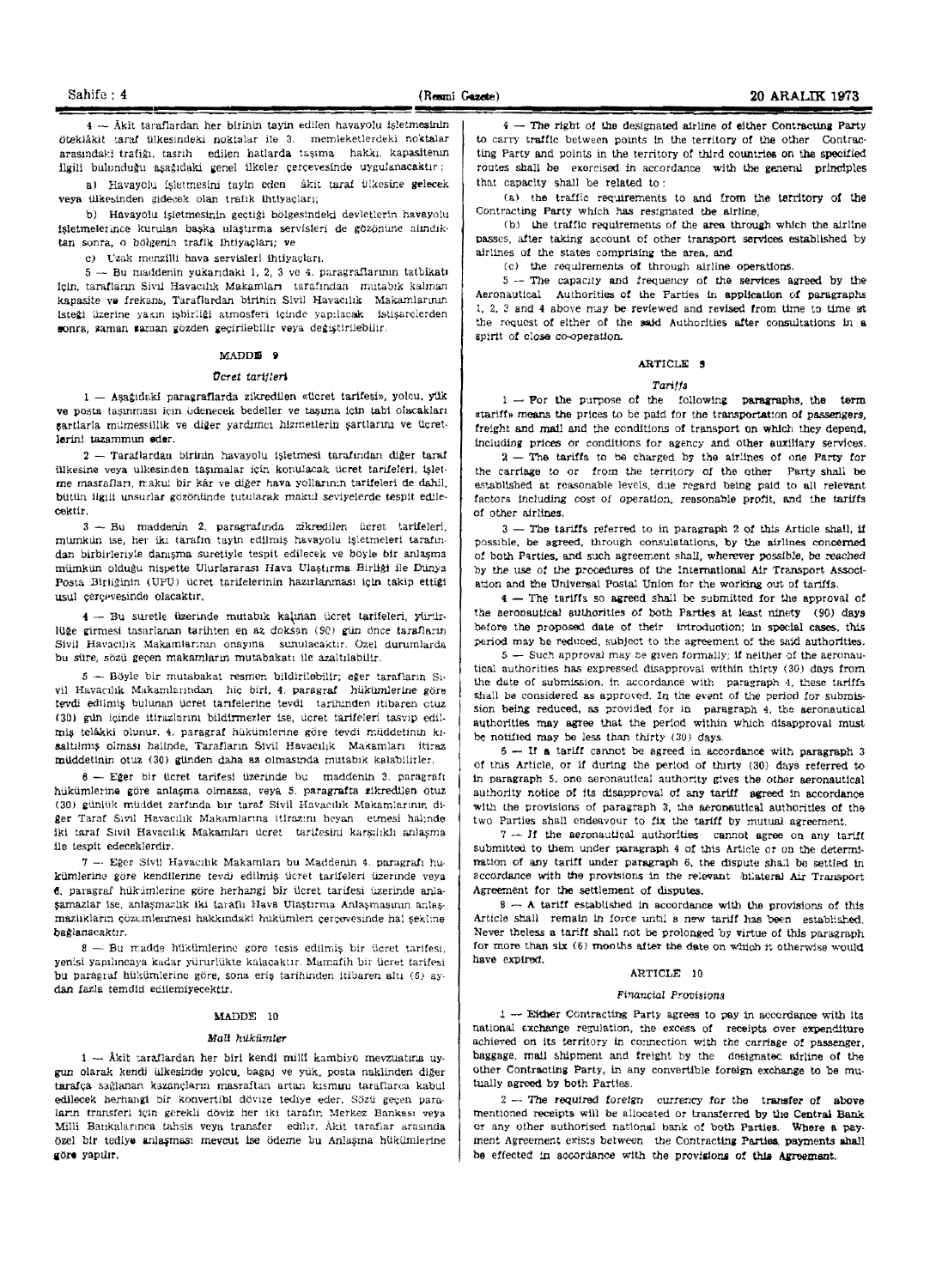4 — Âkit taraflardan her birinin tayin edilen havayolu işletmesinin ötekiâkit taraf ülkesindeki noktalar ile 3. memleketlerdeki noktalar arasındaki trafiği, tasrih edilen hatlarda taşıma hakkı, kapasitenin ilgili bulunduğu aşağıdaki genel ilkeler çerçevesinde uygulanacaktır:

a) Havayolu işletmesini tayin eden âkit taraf ülkesine gelecek veya ülkesinden gidecek olan trafik ihtiyaçları;

b) Havayolu işletmesinin geçtiği bölgesindeki devletlerin havayolu işletmelerince kurulan başka ulaştırma servisleri de gözönüne alındıktan sonra, o bölgenin trafik ihtiyaçları; ve

c) Uzak menzilli hava servisleri ihtiyaçları.

5 — Bu maddenin yukarıdaki 1, 2, 3 ve 4. paragraflarının tatbikatı için, tarafların Sivil Havacılık Makamları tarafından mutabık kalınan kapasite ve frekans, Taraflardan birinin Sivil Havacılık Makamlarının isteği üzerine yakın işbirliği atmosferi içinde yapılacak istişarelerden sonra, zaman zaman gözden geçirilebilir veya değiştirilebilir.

## MADDE 9

### *Ücret tarifleri*

1 — Aşağıdaki paragraflarda zikredilen «ücret tarifesi», yolcu, yük ve posta taşınması için ödenecek bedeller ve taşıma için tabi olacakları şartlarla mümessillik ve diğer yardımcı hizmetlerin şartlarını ve ücretlerini tazammun eder.

2 — Taraflardan birinin havayolu işletmesi tarafından diğer taraf ülkesine veya ülkesinden taşımalar için konulacak ücret tarifeleri, işletme masrafları, makul bir kâr ve diğer hava yollarının tarifeleri de dahil, bütün ilgili unsurlar gözönünde tutularak makul seviyelerde tespit edilecektir.

3 — Bu maddenin 2. paragrafında zikredilen ücret tarifeleri, mümkün ise, her iki tarafın tayin edilmiş havayolu işletmeleri tarafından birbirleriyle danışma suretiyle tespit edilecek ve böyle bir anlaşma mümkün olduğu nispette Uluslararası Hava Ulaştırma Birliği ile Dünya Posta Birliğinin (UPU) ücret tarifelerinin hazırlanması için takip ettiği usul çerçevesinde olacaktır.

4 — Bu suretle üzerinde mutabık kalınan ücret tarifeleri, yürürlüğe girmesi tasarlanan tarihten en az doksan (90) gün önce tarafların Sivil Havacılık Makamlarının onayına sunulacaktır. Özel durumlarda bu süre, sözü geçen makamların mutabakatı ile azaltılabilir.

5 — Böyle bir mutabakat resmen bildirilebilir; eğer tarafların Sivil Havacılık Makamlarından hiç biri, 4. paragraf hükümlerine göre tevdi edilmiş bulunan ücret tarifelerine tevdi tarihinden itibaren otuz (30) gün içinde itirazlarını bildirmezler ise, ücret tarifeleri tasvip edilmiş telâkki olunur. 4. paragraf hükümlerine göre tevdi müddetinin kısaltılmış olması halinde, Tarafların Sivil Havacılık Makamları itiraz müddetinin otuz (30) günden daha az olmasında mutabık kalabilirler.

6 — Eğer bir ücret tarifesi üzerinde bu maddenin 3. paragrafı hükümlerine göre anlaşma olmazsa, veya 5. paragrafta zikredilen otuz (30) günlük müddet zarfında bir taraf Sivil Havacılık Makamlarının, diğer Taraf Sivil Havacılık Makamlarına itirazını beyan etmesi halinde iki taraf Sivil Havacılık Makamları ücret tarifesini karşılıklı anlaşma ile tespit edeceklerdir.

7 — Eğer Sivil Havacılık Makamları bu Maddenin 4. paragrafı hükümlerine göre kendilerine tevdi edilmiş ücret tarifeleri üzerinde veya 6. paragraf hükümlerine göre herhangi bir ücret tarifesi üzerinde anlaşamazlar ise, anlaşmazlık iki tarafın Hava Ulaştırma Anlaşmasının anlaşmazlıkların çözümlenmesi hakkındaki hükümleri çerçevesinde hal şekline bağlanacaktır.

8 — Bu madde hükümlerine göre tesis edilmiş bir ücret tarifesi, yenisi yapılıncaya kadar yürürlükte kalacaktır. Mamafih bir ücret tarifesi bu paragraf hükümlerine göre, sona eriş tarihinden itibaren altı (6) aydan fazla temdid edilemiyecektir.

## MADDE 10

### *Malî hükümler*

1 — Âkit taraflardan her biri kendi millî kambiyo mevzuatına uygun olarak kendi ülkesinde yolcu, bagaj ve yük, posta naklinden diğer tarafça sağlanan kazançların masraftan artan kısmını taraflarca kabul edilecek herhangi bir konvertibl dövize tediye eder. Sözü geçen paraların transferi için gerekli döviz her iki tarafın Merkez Bankası veya Milli Bankalarınca tahsis veya transfer edilir. Âkit taraflar arasında özel bir tediye anlaşması mevcut ise ödeme bu Anlaşma hükümlerine göre yapılır.

4 — The right of the designated airline of either Contracting Party to carry traffic between points in the territory of the other Contracting Party and points in the territory of third countries on the specified routes shall be exercised in accordance with the general principles that capacity shall be related to:

(a) the traffic requirements to and from the territory of the Contracting Party which has resignated the airline,

(b) the traffic requirements of the area through which the airline passes, after taking account of other transport services established by airlines of the states comprising the area, and

(c) the requirements of through airline operations.

5 — The capacity and frequency of the services agreed by the Aeronautical Authorities of the Parties in application of paragraphs 1, 2, 3 and 4 above may be reviewed and revised from time to time at the request of either of the said Authorities after consultations in a spirit of close co-operation.

## ARTICLE 9

### *Tariffs*

1 — For the purpose of the following paragraphs, the term «tariff» means the prices to be paid for the transportation of passengers, freight and mail and the conditions of transport on which they depend, including prices or conditions for agency and other auxiliary services.

2 — The tariffs to be charged by the airlines of one Party for the carriage to or from the territory of the other Party shall be established at reasonable levels, due regard being paid to all relevant factors including cost of operation, reasonable profit, and the tariffs of other airlines.

3 — The tariffs referred to in paragraph 2 of this Article shall, if possible, be agreed, through consulatations, by the airlines concerned of both Parties, and such agreement shall, wherever possible, be reached by the use of the procedures of the International Air Transport Association and the Universal Postal Union for the working out of tariffs.

4 — The tariffs so agreed shall be submitted for the approval of the aeronautical authorities of both Parties at least ninety (90) days before the proposed date of their introduction; in special cases, this period may be reduced, subject to the agreement of the said authorities.

5 — Such approval may be given formally; if neither of the aeronautical authorities has expressed disapproval within thirty (30) days from the date of submission, in accordance with paragraph 4, these tariffs shall be considered as approved. In the event of the period for submission being reduced, as provided for in paragraph 4, the aeronautical authorities may agree that the period within which disapproval must be notified may be less than thirty (30) days.

6 — If a tariff cannot be agreed in accordance with paragraph 3 of this Article, or if during the period of thirty (30) days referred to in paragraph 5, one aeronautical authority gives the other aeronautical authority notice of its disapproval of any tariff agreed in accordance with the provisions of paragraph 3, the aeronautical authorities of the two Parties shall endeavour to fix the tariff by mutual agreement.

7 — If the aeronautical authorities cannot agree on any tariff submitted to them under paragraph 4 of this Article or on the determination of any tariff under paragraph 6, the dispute shall be settled in accordance with the provisions in the relevant bilateral Air Transport Agreement for the settlement of disputes.

8 — A tariff established in accordance with the provisions of this Article shall remain in force until a new tariff has been established. Never theless a tariff shall not be prolonged by virtue of this paragraph for more than six (6) months after the date on which it otherwise would have expired.

## ARTICLE 10

### *Financial Provisions*

1 — Either Contracting Party agrees to pay in accordance with its national exchange regulation, the excess of receipts over expenditure achieved on its territory in connection with the carriage of passenger, baggage, mail shipment and freight by the designated airline of the other Contracting Party, in any convertible foreign exchange to be mutually agreed by both Parties.

2 — The required foreign currency for the transfer of above mentioned receipts will be allocated or transferred by the Central Bank or any other authorised national bank of both Parties. Where a payment Agreement exists between the Contracting Parties, payments shall be effected in accordance with the provisions of this Agreement.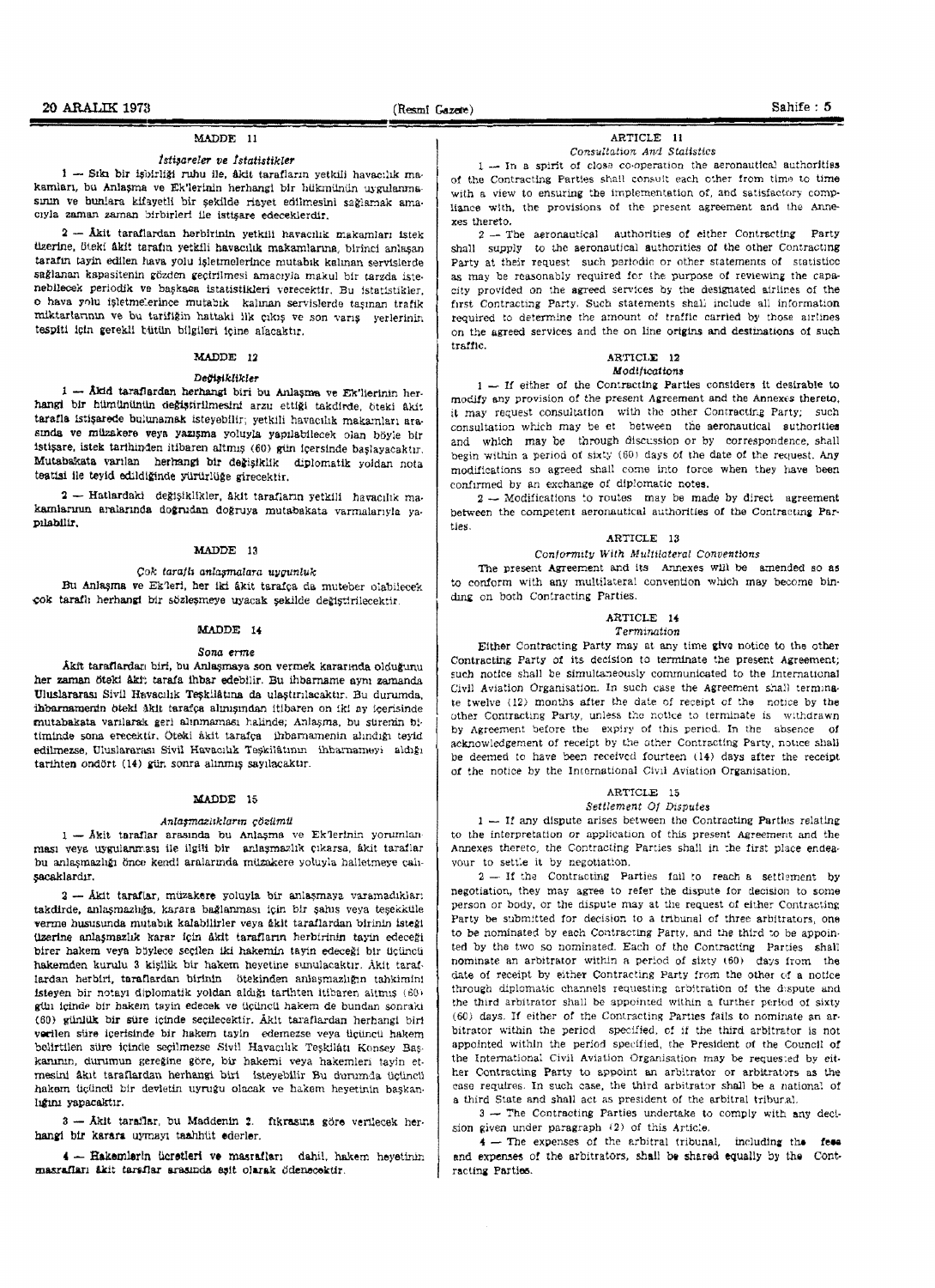## MADDE 11

### *İstişareler ve İstatistikler*

1 — Sıkı bir işbirliği ruhu ile, âkit tarafların yetkili havacılık makamları, bu Anlaşma ve Ek'lerinin herhangi bir hükmünün uygulanmasının ve bunlara kifayetli bir şekilde riayet edilmesini sağlamak amacıyla zaman zaman birbirleri ile istişare edeceklerdir.

2 — Âkit taraflardan herbirinin yetkili havacılık makamları istek üzerine, öteki âkit tarafın yetkili havacılık makamlarına, birinci anlaşan tarafın tayin edilen hava yolu işletmelerince mutabık kalınan servislerde sağlanan kapasitenin gözden geçirilmesi amacıyla makul bir tarzda istenebilecek periodik ve başkaca istatistikleri verecektir. Bu istatistikler, o hava yolu işletmelerince mutabık kalınan servislerde taşınan trafik miktarlarının ve bu tarifiğin hattaki ilk çıkış ve son varış yerlerinin tespiti için gerekli bütün bilgileri içine alacaktır.

## MADDE 12

### *Değişiklikler*

1 — Âkid taraflardan herhangi biri bu Anlaşma ve Ek'lerinin herhangi bir hümününün değiştirilmesini arzu ettiği takdirde, öteki âkit tarafla istişarede bulunmak isteyebilir; yetkili havacılık makamları arasında ve müzakere veya yazışma yoluyla yapılabilecek olan böyle bir istişare, istek tarihinden itibaren altmış (60) gün içersinde başlayacaktır. Mutabakata varılan herhangi bir değişiklik diplomatik yoldan nota teatisi ile teyid edildiğinde yürürlüğe girecektir.

2 — Hatlardaki değişiklikler, âkit tarafların yetkili havacılık makamlarının aralarında doğrudan doğruya mutabakata varmalarıyla yapılabilir.

## MADDE 13

### *Çok taraflı anlaşmalara uygunluk*

Bu Anlaşma ve Ek'leri, her iki âkit tarafça da muteber olabilecek çok taraflı herhangi bir sözleşmeye uyacak şekilde değiştirilecektir.

## MADDE 14

### *Sona erme*

Âkit taraflardan biri, bu Anlaşmaya son vermek kararında olduğunu her zaman öteki âkit tarafa ihbar edebilir. Bu ihbarname aynı zamanda Uluslararası Sivil Havacılık Teşkilâtına da ulaştırılacaktır. Bu durumda, ihbarnamenin öteki âkit tarafça alınışından itibaren on iki ay içerisinde mutabakata varılarak geri alınmaması halinde; Anlaşma, bu sürenin bitiminde sona erecektir. Öteki âkit tarafça ihbarnamenin alındığı teyid edilmezse, Uluslararası Sivil Havacılık Teşkilâtının ihbarnameyi aldığı tarihten ondört (14) gün sonra alınmış sayılacaktır.

## MADDE 15

### *Anlaşmazlıkların çözümü*

1 — Âkit taraflar arasında bu Anlaşma ve Ek'lerinin yorumlanması veya uygulanması ile ilgili bir anlaşmazlık çıkarsa, âkit taraflar bu anlaşmazlığı önce kendi aralarında müzakere yoluyla halletmeye çalışacaklardır.

2 — Âkit taraflar, müzakere yoluyla bir anlaşmaya varamadıkları takdirde, anlaşmazlığa, karara bağlanması için bir şahıs veya teşekküle verme hususunda mutabık kalabilirler veya âkit taraflardan birinin isteği üzerine anlaşmazlık karar için âkit tarafların herbirinin tayin edeceği birer hakem veya böylece seçilen iki hakemin tayin edeceği bir üçüncü hakemden kurulu 3 kişilik bir hakem heyetine sunulacaktır. Âkit taraflardan herbiri, taraflardan birinin ötekinden anlaşmazlığın tahkimini isteyen bir notayı diplomatik yoldan aldığı tarihten itibaren altmış (60) gün içinde bir hakem tayin edecek ve üçüncü hakem de bundan sonraki (60) günlük bir süre içinde seçilecektir. Âkit taraflardan herhangi biri verilen süre içerisinde bir hakem tayin edemezse veya üçüncü hakem belirtilen süre içinde seçilmezse Sivil Havacılık Teşkilâtı Konsey Başkanının, durumun gereğine göre, bir hakemi veya hakemleri tayin etmesini âkit taraflardan herhangi biri isteyebilir Bu durumda üçüncü hakem üçüncü bir devletin uyruğu olacak ve hakem heyetinin başkanlığını yapacaktır.

3 — Âkit taraflar, bu Maddenin 2. fıkrasına göre verilecek herhangi bir karara uymayı taahhüt ederler.

4 — Hakemlerin ücretleri ve masrafları dahil, hakem heyetinin masrafları âkit taraflar arasında eşit olarak ödenecektir.

## ARTICLE 11

### *Consultation And Statistics*

1 — In a spirit of close co-operation the aeronautical authorities of the Contracting Parties shall consult each other from time to time with a view to ensuring the implementation of, and satisfactory compliance with, the provisions of the present agreement and the Annexes thereto.

2 — The aeronautical authorities of either Contracting Party shall supply to the aeronautical authorities of the other Contracting Party at their request such periodic or other statements of statistics as may be reasonably required for the purpose of reviewing the capacity provided on the agreed services by the designated airlines of the first Contracting Party. Such statements shall include all information required to determine the amount of traffic carried by those airlines on the agreed services and the on line origins and destinations of such traffic.

## ARTICLE 12

### *Modifications*

1 — If either of the Contracting Parties considers it desirable to modify any provision of the present Agreement and the Annexes thereto, it may request consultation with the other Contracting Party; such consultation which may be et between the aeronautical authorities and which may be through discussion or by correspondence, shall begin within a period of sixty (60) days of the date of the request. Any modifications so agreed shall come into force when they have been confirmed by an exchange of diplomatic notes.

2 — Modifications to routes may be made by direct agreement between the competent aeronautical authorities of the Contracting Parties.

## ARTICLE 13

### *Conformity With Multilateral Conventions*

The present Agreement and its Annexes will be amended so as to conform with any multilateral convention which may become binding on both Contracting Parties.

## ARTICLE 14

### *Termination*

Either Contracting Party may at any time give notice to the other Contracting Party of its decision to terminate the present Agreement; such notice shall be simultaneously communicated to the International Civil Aviation Organisation. In such case the Agreement shall terminate twelve (12) months after the date of receipt of the notice by the other Contracting Party, unless the notice to terminate is withdrawn by Agreement before the expiry of this period. In the absence of acknowledgement of receipt by the other Contracting Party, notice shall be deemed to have been received fourteen (14) days after the receipt of the notice by the International Civil Aviation Organisation.

## ARTICLE 15

### *Settlement Of Disputes*

1 — If any dispute arises between the Contracting Parties relating to the interpretation or application of this present Agreement and the Annexes thereto, the Contracting Parties shall in the first place endeavour to settle it by negotiation.

2 — If the Contracting Parties fail to reach a settlement by negotiation, they may agree to refer the dispute for decision to some person or body, or the dispute may at the request of either Contracting Party be submitted for decision to a tribunal of three arbitrators, one to be nominated by each Contracting Party, and the third to be appointed by the two so nominated. Each of the Contracting Parties shall nominate an arbitrator within a period of sixty (60) days from the date of receipt by either Contracting Party from the other of a notice through diplomatic channels requesting arbitration of the dispute and the third arbitrator shall be appointed within a further period of sixty (60) days. If either of the Contracting Parties fails to nominate an arbitrator within the period specified, or if the third arbitrator is not appointed within the period specified, the President of the Council of the International Civil Aviation Organisation may be requested by either Contracting Party to appoint an arbitrator or arbitrators as the case requires. In such case, the third arbitrator shall be a national of a third State and shall act as president of the arbitral tribunal.

3 — The Contracting Parties undertake to comply with any decision given under paragraph (2) of this Article.

4 — The expenses of the arbitral tribunal, including the fees and expenses of the arbitrators, shall be shared equally by the Contracting Parties.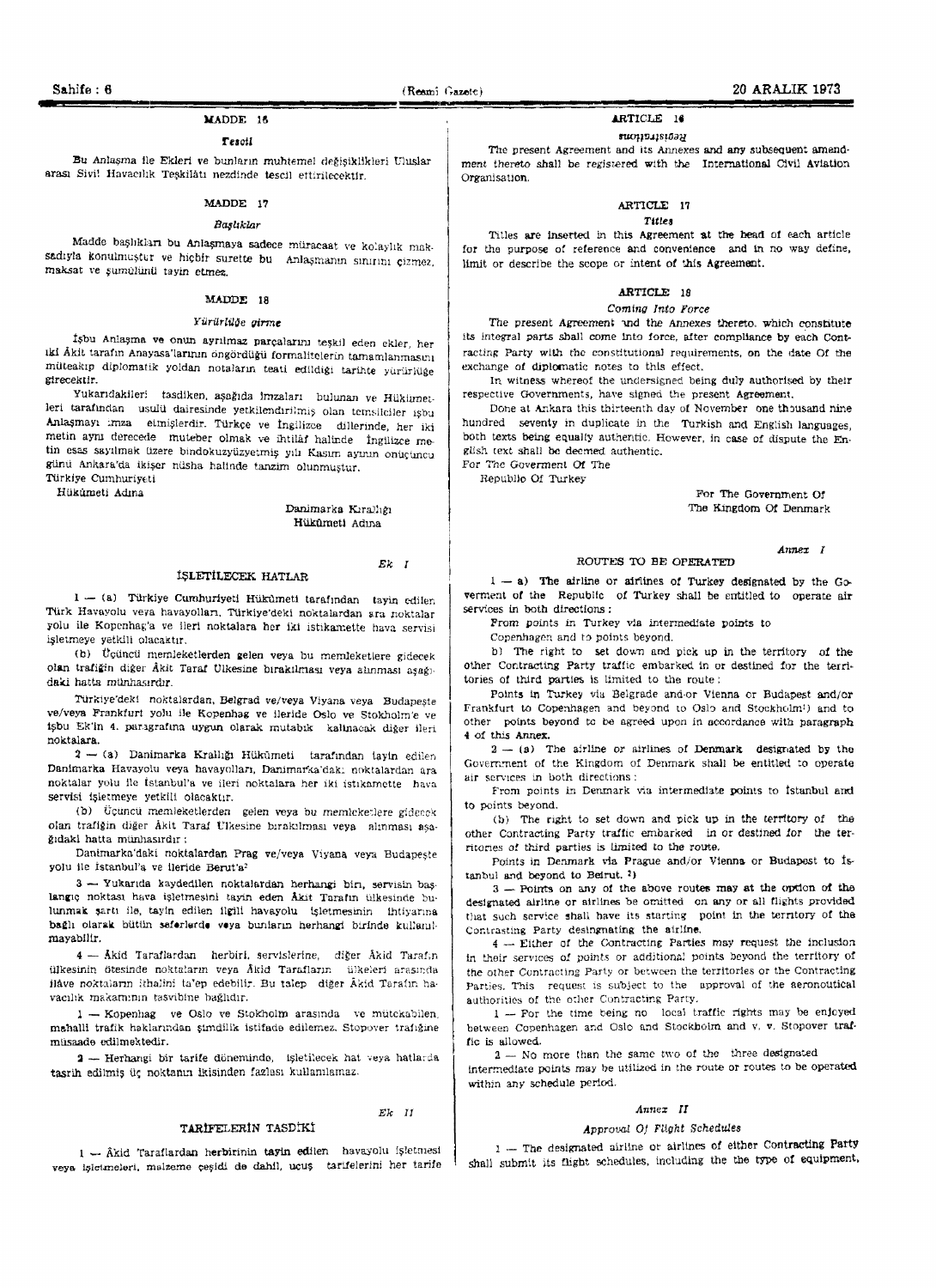## MADDE 16

### Tescil

Bu Anlaşma ile Ekleri ve bunların muhtemel değişiklikleri Uluslar arası Sivil Havacılık Teşkilâtı nezdinde tescil ettirilecektir.

## MADDE 17

### Başlıklar

Madde başlıkları bu Anlaşmaya sadece müracaat ve kolaylık maksadıyla konulmuştur ve hiçbir surette bu Anlaşmanın sınırını çizmez, maksat ve şumulünü tayin etmez.

## MADDE 18

### Yürürlüğe girme

İşbu Anlaşma ve onun ayrılmaz parçalarını teşkil eden ekler, her iki Âkit tarafın Anayasa'larının öngördüğü formalitelerin tamamlanmasını müteakip diplomatik yoldan notaların teati edildiği tarihte yürürlüğe girecektir.

Yukarıdakileri tasdiken, aşağıda imzaları bulunan ve Hükümetleri tarafından usulü dairesinde yetkilendirilmiş olan temsilciler işbu Anlaşmayı imza etmişlerdir. Türkçe ve İngilizce dillerinde, her iki metin aynı derecede muteber olmak ve ihtilâf halinde İngilizce metin esas sayılmak üzere bindokuzyüzyetmiş yılı Kasım ayının onüçüncu günü Ankara'da ikişer nüsha halinde tanzim olunmuştur.

Türkiye Cumhuriyeti
Hükümeti Adına

Danimarka Krallığı
Hükümeti Adına

*Ek I*

## İŞLETİLECEK HATLAR

1 — (a) Türkiye Cumhuriyeti Hükümeti tarafından tayin edilen Türk Havayolu veya havayolları, Türkiye'deki noktalardan ara noktalar yolu ile Kopenhag'a ve ileri noktalara her iki istikamette hava servisi işletmeye yetkili olacaktır.

(b) Üçüncü memleketlerden gelen veya bu memleketlere gidecek olan trafiğin diğer Âkit Taraf Ülkesine bırakılması veya alınması aşağıdaki hatta münhasırdır.

Türkiye'deki noktalardan, Belgrad ve/veya Viyana veya Budapeşte ve/veya Frankfurt yolu ile Kopenhag ve ileride Oslo ve Stokholm'e ve işbu Ek'in 4. paragrafına uygun olarak mutabık kalınacak diğer ileri noktalara.

2 — (a) Danimarka Krallığı Hükümeti tarafından tayin edilen Danimarka Havayolu veya havayolları, Danimarka'daki noktalardan ara noktalar yolu ile İstanbul'a ve ileri noktalara her iki istikamette hava servisi işletmeye yetkili olacaktır.

(b) Üçüncü memleketlerden gelen veya bu memleketlere gidecek olan trafiğin diğer Âkit Taraf Ülkesine bırakılması veya alınması aşağıdaki hatta münhasırdır :

Danimarka'daki noktalardan Prag ve/veya Viyana veya Budapeşte yolu ile İstanbul'a ve ileride Berut'a[2]

3 — Yukarıda kaydedilen noktalardan herhangi biri, servisin başlangıç noktası hava işletmesini tayin eden Âkit Tarafın ülkesinde bulunmak şartı ile, tayin edilen ilgili havayolu işletmesinin ihtiyarına bağlı olarak bütün seferlerde veya bunların herhangi birinde kullanılmayabilir.

4 — Âkid Taraflardan herbiri, servislerine, diğer Âkid Tarafın ülkesinin ötesinde noktaların veya Âkid Tarafların ülkeleri arasında ilâve noktaların ithalini ta'ep edebilir. Bu talep diğer Âkid Tarafın havacılık makamının tasvibine bağlıdır.

1 — Kopenhag ve Oslo ve Stokholm arasında ve mütekabilen, mahalli trafik haklarından şimdilik istifade edilemez. Stopover trafiğine müsaade edilmektedir.

2 — Herhangi bir tarife döneminde, işletilecek hat veya hatlarda tasrih edilmiş üç noktanın ikisinden fazlası kullanılamaz.

*Ek II*

## TARİFELERİN TASDİKİ

1 — Âkid Taraflardan herbirinin tayin edilen havayolu işletmesi veya işletmeleri, malzeme çeşidi de dahil, uçuş tarifelerini her tarife

## ARTICLE 16

### Registrations

The present Agreement and its Annexes and any subsequent amendment thereto shall be registered with the International Civil Aviation Organisation.

## ARTICLE 17

### Titles

Titles are inserted in this Agreement at the head of each article for the purpose of reference and convenience and in no way define, limit or describe the scope or intent of this Agreement.

## ARTICLE 18

### Coming Into Force

The present Agreement and the Annexes thereto, which constitute its integral parts shall come into force, after compliance by each Contracting Party with the constitutional requirements, on the date Of the exchange of diplomatic notes to this effect.

In witness whereof the undersigned being duly authorised by their respective Governments, have signed the present Agreement.

Done at Ankara this thirteenth day of November one thousand nine hundred seventy in duplicate in the Turkish and English languages, both texts being equally authentic. However, in case of dispute the English text shall be deemed authentic.

For The Goverment Of The
Republic Of Turkey

For The Government Of
The Kingdom Of Denmark

*Annex I*

## ROUTES TO BE OPERATED

1 — a) The airline or airlines of Turkey designated by the Goverment of the Republic of Turkey shall be entitled to operate air services in both directions :

From points in Turkey via intermediate points to Copenhagen and to points beyond.

b) The right to set down and pick up in the territory of the other Contracting Party traffic embarked in or destined for the territories of third parties is limited to the route :

Points in Turkey via Belgrade and/or Vienna or Budapest and/or Frankfurt to Copenhagen and beyond to Oslo and Stockholm[1]) and to other points beyond to be agreed upon in accordance with paragraph 4 of this Annex.

2 — (a) The airline or airlines of Denmark designated by the Government of the Kingdom of Denmark shall be entitled to operate air services in both directions :

From points in Denmark via intermediate points to İstanbul and to points beyond.

(b) The right to set down and pick up in the territory of the other Contracting Party traffic embarked in or destined for the territories of third parties is limited to the route.

Points in Denmark via Prague and/or Vienna or Budapest to İstanbul and beyond to Beirut. [2])

3 — Points on any of the above routes may at the option of the designated airline or airlines be omitted on any or all flights provided that such service shall have its starting point in the territory of the Contrasting Party designating the airline.

4 — Either of the Contracting Parties may request the inclusion in their services of points or additional points beyond the territory of the other Contracting Party or between the territories or the Contracting Parties. This request is subject to the approval of the aeronoutical authorities of the other Contracting Party.

1 — For the time being no local traffic rights may be enjoyed between Copenhagen and Oslo and Stockholm and v. v. Stopover traffic is allowed.

2 — No more than the same two of the three designated intermediate points may be utilized in the route or routes to be operated within any schedule period.

*Annex II*

### Approval Of Flight Schedules

1 — The designated airline or airlines of either Contracting Party shall submit its flight schedules, including the the type of equipment,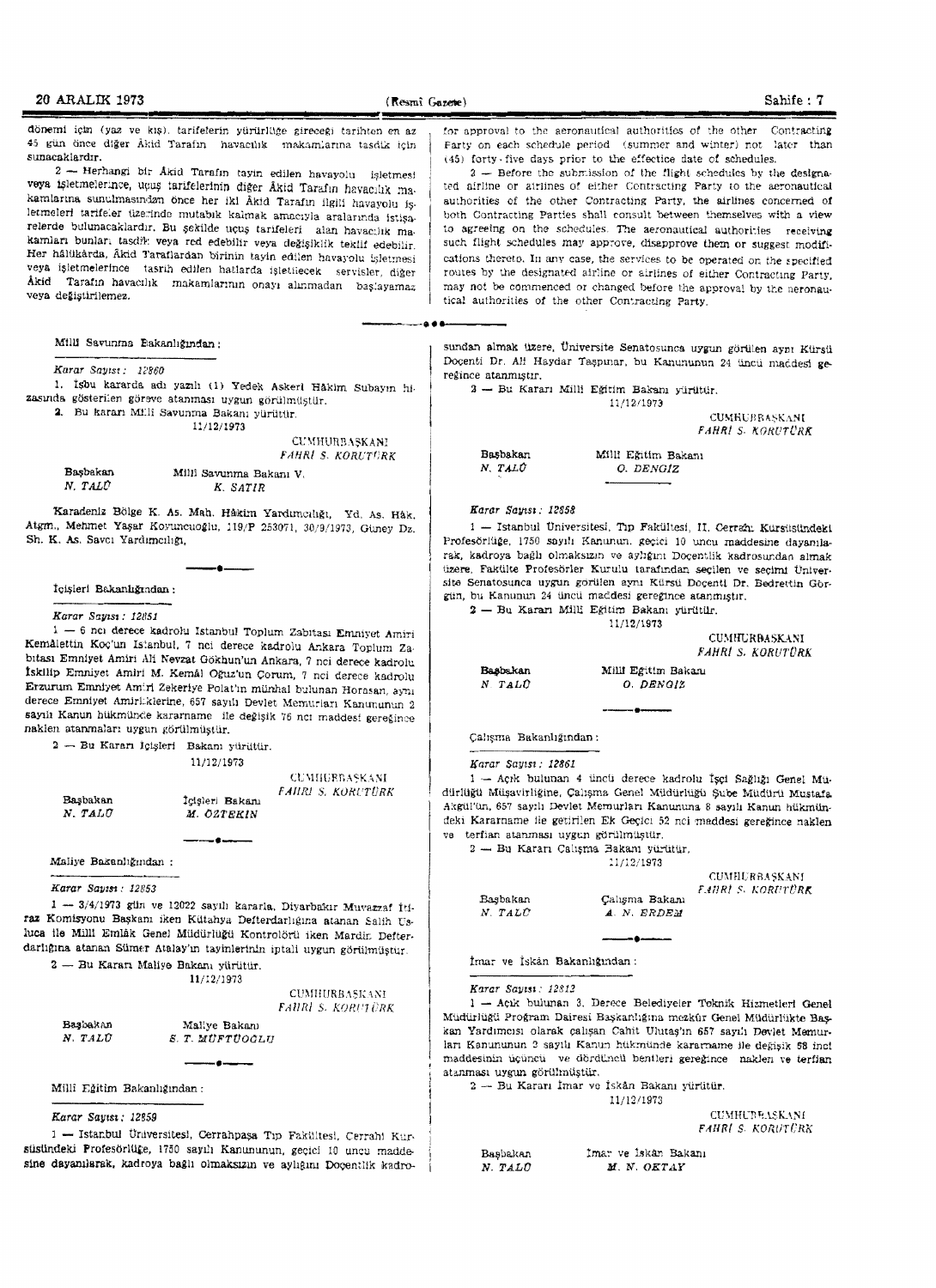dönemi için (yaz ve kış), tarifelerin yürürlüğe gireceği tarihten en az 45 gün önce diğer Âkid Tarafın havacılık makamlarına tasdik için sunacaklardır.

2 — Herhangi bir Âkid Tarafın tayin edilen havayolu işletmesi veya işletmelerince, uçuş tarifelerinin diğer Âkid Tarafın havacılık makamlarına sunulmasından önce her iki Âkid Tarafın ilgili havayolu işletmeleri tarifeler üzerinde mutabık kalmak amacıyla aralarında istişarelerde bulunacaklardır. Bu şekilde uçuş tarifeleri alan havacılık makamları bunları tasdik veya red edebilir veya değişiklik teklif edebilir. Her hâlükârda, Âkid Taraflardan birinin tayin edilen havayolu işletmesi veya işletmelerince tasrih edilen hatlarda işletilecek servisler, diğer Âkid Tarafın havacılık makamlarının onayı alınmadan başlayamaz veya değiştirilemez.

for approval to the aeronautical authorities of the other Contracting Party on each schedule period (summer and winter) not later than (45) forty-five days prior to the effective date of schedules.

2 — Before the submission of the flight schedules by the designated airline or airlines of either Contracting Party to the aeronautical authorities of the other Contracting Party, the airlines concerned of both Contracting Parties shall consult between themselves with a view to agreeing on the schedules. The aeronautical authorities receiving such flight schedules may approve, disapprove them or suggest modifications thereto. In any case, the services to be operated on the specified routes by the designated airline or airlines of either Contracting Party, may not be commenced or changed before the approval by the aeronautical authorities of the other Contracting Party.

---

Milli Savunma Bakanlığından :

*Karar Sayısı : 12860*

1. İşbu kararda adı yazılı (1) Yedek Askerî Hâkim Subayın hizasında gösterilen göreve atanması uygun görülmüştür.

2. Bu kararı Millî Savunma Bakanı yürütür.

11/12/1973

CUMHURBAŞKANI
*FAHRİ S. KORUTÜRK*

Başbakan
*N. TALU*

Millî Savunma Bakanı V.
*K. SATIR*

Karadeniz Bölge K. As. Mah. Hâkim Yardımcılığı, Yd. As. Hâk. Atğm., Mehmet Yaşar Koyuncuoğlu, 119/P 253071, 30/9/1973, Güney Dz. Sh. K. As. Savcı Yardımcılığı.

---

İçişleri Bakanlığından :

*Karar Sayısı : 12851*

1 — 6 ncı derece kadrolu İstanbul Toplum Zabıtası Emniyet Amiri Kemalettin Koç'un İstanbul, 7 nci derece kadrolu Ankara Toplum Zabıtası Emniyet Amiri Ali Nevzat Gökhun'un Ankara, 7 nci derece kadrolu İskilip Emniyet Amiri M. Kemâl Oğuz'un Çorum, 7 nci derece kadrolu Erzurum Emniyet Amiri Zekeriye Polat'ın münhal bulunan Horasan, aynı derece Emniyet Amirliklerine, 657 sayılı Devlet Memurları Kanununun 2 sayılı Kanun hükmünde kararname ile değişik 76 ncı maddesi gereğince naklen atanmaları uygun görülmüştür.

2 — Bu Kararı İçişleri Bakanı yürütür.

11/12/1973

CUMHURBAŞKANI
*FAHRİ S. KORUTÜRK*

Başbakan
*N. TALU*

İçişleri Bakanı
*M. ÖZTEKİN*

---

Maliye Bakanlığından :

*Karar Sayısı : 12853*

1 — 3/4/1973 gün ve 12022 sayılı kararla, Diyarbakır Muvazzaf İtiraz Komisyonu Başkanı iken Kütahya Defterdarlığına atanan Salih Usluca ile Millî Emlâk Genel Müdürlüğü Kontrolörü iken Mardin Defterdarlığına atanan Sümer Atalay'ın tayinlerinin iptali uygun görülmüştür.

2 — Bu Kararı Maliye Bakanı yürütür.

11/12/1973

CUMHURBAŞKANI
*FAHRİ S. KORUTÜRK*

Başbakan
*N. TALU*

Maliye Bakanı
*S. T. MÜFTÜOĞLU*

---

Milli Eğitim Bakanlığından :

*Karar Sayısı : 12859*

1 — İstanbul Üniversitesi, Cerrahpaşa Tıp Fakültesi, Cerrahi Kürsüsündeki Profesörlüğe, 1750 sayılı Kanununun, geçici 10 uncu maddesine dayanılarak, kadroya bağlı olmaksızın ve aylığını Doçentlik kadrosundan almak üzere, Üniversite Senatosunca uygun görülen aynı Kürsü Doçenti Dr. Ali Haydar Taşpınar, bu Kanununun 24 üncü maddesi gereğince atanmıştır.

2 — Bu Kararı Millî Eğitim Bakanı yürütür.

11/12/1973

CUMHURBAŞKANI
*FAHRİ S. KORUTÜRK*

Başbakan
*N. TALU*

Millî Eğitim Bakanı
*O. DENGİZ*

---

*Karar Sayısı : 12858*

1 — İstanbul Üniversitesi, Tıp Fakültesi, II. Cerrahi Kürsüsündeki Profesörlüğe, 1750 sayılı Kanunun, geçici 10 uncu maddesine dayanılarak, kadroya bağlı olmaksızın ve aylığını Doçentlik kadrosundan almak üzere, Fakülte Profesörler Kurulu tarafından seçilen ve seçimi Üniversite Senatosunca uygun görülen aynı Kürsü Doçenti Dr. Bedrettin Görgün, bu Kanunun 24 üncü maddesi gereğince atanmıştır.

2 — Bu Kararı Millî Eğitim Bakanı yürütür.

11/12/1973

CUMHURBAŞKANI
*FAHRİ S. KORUTÜRK*

Başbakan
*N. TALU*

Millî Eğitim Bakanı
*O. DENGİZ*

---

Çalışma Bakanlığından :

*Karar Sayısı : 12861*

1 — Açık bulunan 4 üncü derece kadrolu İşçi Sağlığı Genel Müdürlüğü Müşavirliğine, Çalışma Genel Müdürlüğü Şube Müdürü Mustafa Akgül'ün, 657 sayılı Devlet Memurları Kanununa 8 sayılı Kanun hükmündeki Kararname ile getirilen Ek Geçici 52 nci maddesi gereğince naklen ve terfian atanması uygun görülmüştür.

2 — Bu Kararı Çalışma Bakanı yürütür.

11/12/1973

CUMHURBAŞKANI
*FAHRİ S. KORUTÜRK*

Başbakan
*N. TALU*

Çalışma Bakanı
*A. N. ERDEM*

---

İmar ve İskân Bakanlığından :

*Karar Sayısı : 12812*

1 — Açık bulunan 3. Derece Belediyeler Teknik Hizmetleri Genel Müdürlüğü Program Dairesi Başkanlığına mezkûr Genel Müdürlükte Başkan Yardımcısı olarak çalışan Cahit Ulutaş'ın 657 sayılı Devlet Memurları Kanununun 2 sayılı Kanun hükmünde kararname ile değişik 58 inci maddesinin üçüncü ve dördüncü bentleri gereğince naklen ve terfian atanması uygun görülmüştür.

2 — Bu Kararı İmar ve İskân Bakanı yürütür.

11/12/1973

CUMHURBAŞKANI
*FAHRİ S. KORUTÜRK*

Başbakan
*N. TALU*

İmar ve İskân Bakanı
*M. N. OKTAY*